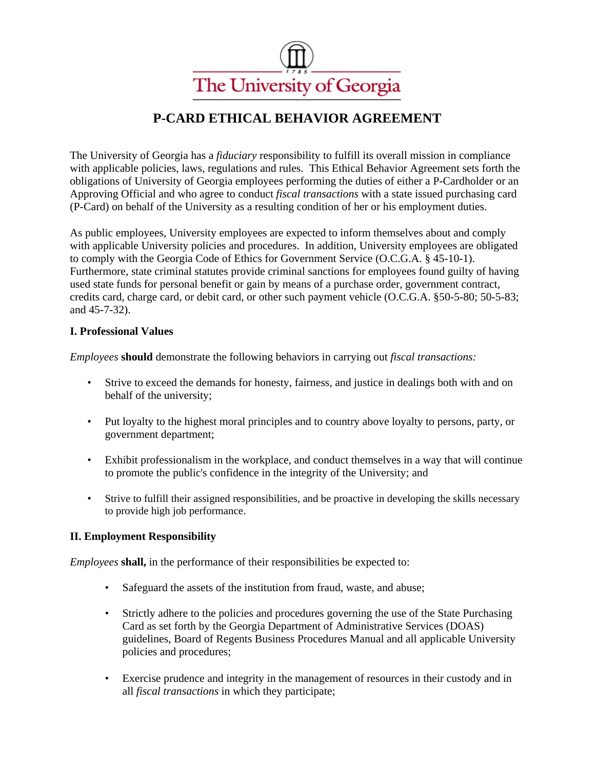The University of Georgia

# P-CARD ETHICAL BEHAVIOR AGREEMENT

The University of Georgia has a *fiduciary* responsibility to fulfill its overall mission in compliance with applicable policies, laws, regulations and rules. This Ethical Behavior Agreement sets forth the obligations of University of Georgia employees performing the duties of either a P-Cardholder or an Approving Official and who agree to conduct *fiscal transactions* with a state issued purchasing card (P-Card) on behalf of the University as a resulting condition of her or his employment duties.

As public employees, University employees are expected to inform themselves about and comply with applicable University policies and procedures. In addition, University employees are obligated to comply with the Georgia Code of Ethics for Government Service (O.C.G.A. § 45-10-1). Furthermore, state criminal statutes provide criminal sanctions for employees found guilty of having used state funds for personal benefit or gain by means of a purchase order, government contract, credits card, charge card, or debit card, or other such payment vehicle (O.C.G.A. §50-5-80; 50-5-83; and 45-7-32).

**I. Professional Values**

*Employees* **should** demonstrate the following behaviors in carrying out *fiscal transactions:*

- Strive to exceed the demands for honesty, fairness, and justice in dealings both with and on behalf of the university;
- Put loyalty to the highest moral principles and to country above loyalty to persons, party, or government department;
- Exhibit professionalism in the workplace, and conduct themselves in a way that will continue to promote the public's confidence in the integrity of the University; and
- Strive to fulfill their assigned responsibilities, and be proactive in developing the skills necessary to provide high job performance.

**II. Employment Responsibility**

*Employees* **shall,** in the performance of their responsibilities be expected to:

- Safeguard the assets of the institution from fraud, waste, and abuse;
- Strictly adhere to the policies and procedures governing the use of the State Purchasing Card as set forth by the Georgia Department of Administrative Services (DOAS) guidelines, Board of Regents Business Procedures Manual and all applicable University policies and procedures;
- Exercise prudence and integrity in the management of resources in their custody and in all *fiscal transactions* in which they participate;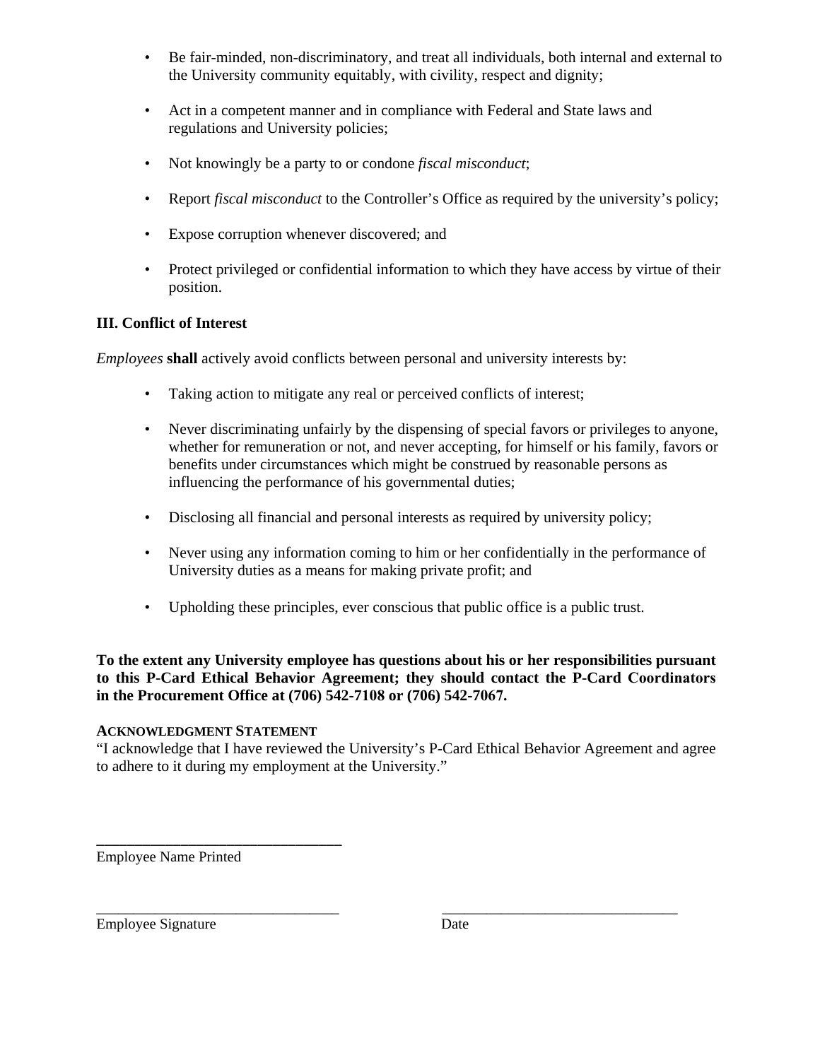- Be fair-minded, non-discriminatory, and treat all individuals, both internal and external to the University community equitably, with civility, respect and dignity;
- Act in a competent manner and in compliance with Federal and State laws and regulations and University policies;
- Not knowingly be a party to or condone *fiscal misconduct*;
- Report *fiscal misconduct* to the Controller's Office as required by the university's policy;
- Expose corruption whenever discovered; and
- Protect privileged or confidential information to which they have access by virtue of their position.

**III. Conflict of Interest**

*Employees* **shall** actively avoid conflicts between personal and university interests by:

- Taking action to mitigate any real or perceived conflicts of interest;
- Never discriminating unfairly by the dispensing of special favors or privileges to anyone, whether for remuneration or not, and never accepting, for himself or his family, favors or benefits under circumstances which might be construed by reasonable persons as influencing the performance of his governmental duties;
- Disclosing all financial and personal interests as required by university policy;
- Never using any information coming to him or her confidentially in the performance of University duties as a means for making private profit; and
- Upholding these principles, ever conscious that public office is a public trust.

**To the extent any University employee has questions about his or her responsibilities pursuant to this P-Card Ethical Behavior Agreement; they should contact the P-Card Coordinators in the Procurement Office at (706) 542-7108 or (706) 542-7067.**

**ACKNOWLEDGMENT STATEMENT**

"I acknowledge that I have reviewed the University's P-Card Ethical Behavior Agreement and agree to adhere to it during my employment at the University."

\_\_\_\_\_\_\_\_\_\_\_\_\_\_\_\_\_\_\_\_\_\_\_\_\_\_\_\_\_\_\_\_

Employee Name Printed

\_\_\_\_\_\_\_\_\_\_\_\_\_\_\_\_\_\_\_\_\_\_\_\_\_\_\_\_\_\_\_\_ \_\_\_\_\_\_\_\_\_\_\_\_\_\_\_\_\_\_\_\_\_\_\_\_\_\_\_\_\_\_\_\_

Employee Signature Date